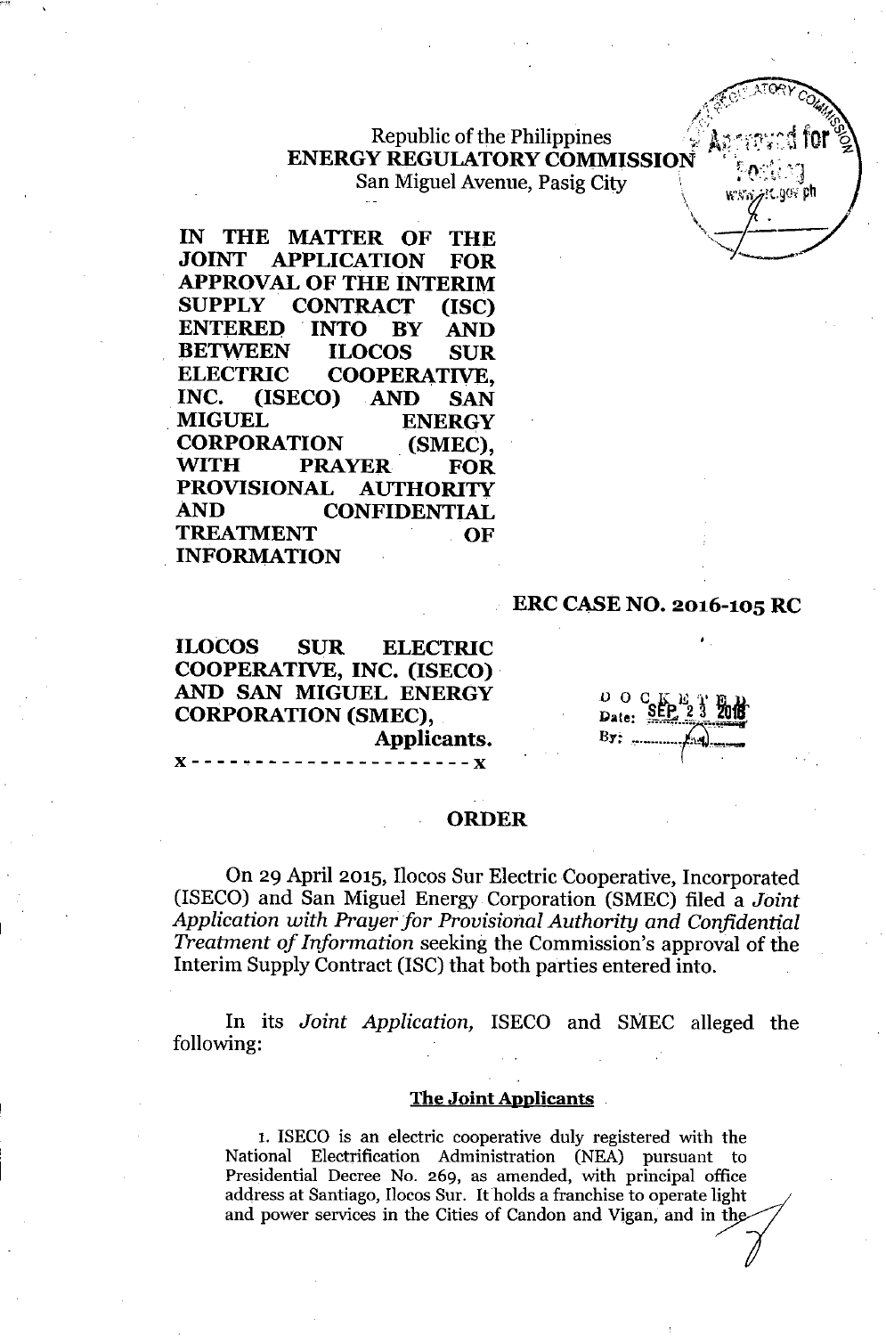Republic of the Philippines
**ENERGY REGULATORY COMMISSION**
San Miguel Avenue, Pasig City

**IN THE MATTER OF THE JOINT APPLICATION FOR APPROVAL OF THE INTERIM SUPPLY CONTRACT (ISC) ENTERED INTO BY AND BETWEEN ILOCOS SUR ELECTRIC COOPERATIVE, INC. (ISECO) AND SAN MIGUEL ENERGY CORPORATION (SMEC), WITH PRAYER FOR PROVISIONAL AUTHORITY AND CONFIDENTIAL TREATMENT OF INFORMATION**

**ERC CASE NO. 2016-105 RC**

**ILOCOS SUR ELECTRIC COOPERATIVE, INC. (ISECO) AND SAN MIGUEL ENERGY CORPORATION (SMEC),**
**Applicants.**
x - - - - - - - - - - - - - - - - - - - - - - x

DOCKETED
Date: SEP 23 2016
By: ____

## ORDER

On 29 April 2015, Ilocos Sur Electric Cooperative, Incorporated (ISECO) and San Miguel Energy Corporation (SMEC) filed a *Joint Application with Prayer for Provisional Authority and Confidential Treatment of Information* seeking the Commission's approval of the Interim Supply Contract (ISC) that both parties entered into.

In its *Joint Application*, ISECO and SMEC alleged the following:

**The Joint Applicants**

1. ISECO is an electric cooperative duly registered with the National Electrification Administration (NEA) pursuant to Presidential Decree No. 269, as amended, with principal office address at Santiago, Ilocos Sur. It holds a franchise to operate light and power services in the Cities of Candon and Vigan, and in the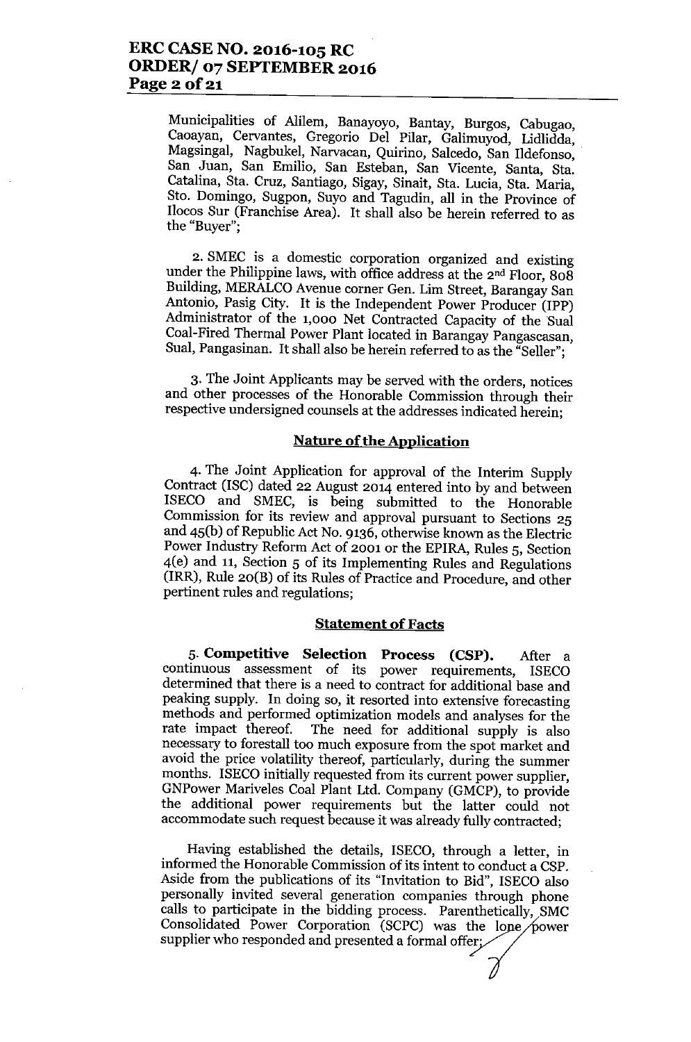Municipalities of Alilem, Banayoyo, Bantay, Burgos, Cabugao, Caoayan, Cervantes, Gregorio Del Pilar, Galimuyod, Lidlidda, Magsingal, Nagbukel, Narvacan, Quirino, Salcedo, San Ildefonso, San Juan, San Emilio, San Esteban, San Vicente, Santa, Sta. Catalina, Sta. Cruz, Santiago, Sigay, Sinait, Sta. Lucia, Sta. Maria, Sto. Domingo, Sugpon, Suyo and Tagudin, all in the Province of Ilocos Sur (Franchise Area). It shall also be herein referred to as the "Buyer";

2. SMEC is a domestic corporation organized and existing under the Philippine laws, with office address at the 2nd Floor, 808 Building, MERALCO Avenue corner Gen. Lim Street, Barangay San Antonio, Pasig City. It is the Independent Power Producer (IPP) Administrator of the 1,000 Net Contracted Capacity of the Sual Coal-Fired Thermal Power Plant located in Barangay Pangascasan, Sual, Pangasinan. It shall also be herein referred to as the "Seller";

3. The Joint Applicants may be served with the orders, notices and other processes of the Honorable Commission through their respective undersigned counsels at the addresses indicated herein;

## Nature of the Application

4. The Joint Application for approval of the Interim Supply Contract (ISC) dated 22 August 2014 entered into by and between ISECO and SMEC, is being submitted to the Honorable Commission for its review and approval pursuant to Sections 25 and 45(b) of Republic Act No. 9136, otherwise known as the Electric Power Industry Reform Act of 2001 or the EPIRA, Rules 5, Section 4(e) and 11, Section 5 of its Implementing Rules and Regulations (IRR), Rule 20(B) of its Rules of Practice and Procedure, and other pertinent rules and regulations;

## Statement of Facts

5. **Competitive Selection Process (CSP).** After a continuous assessment of its power requirements, ISECO determined that there is a need to contract for additional base and peaking supply. In doing so, it resorted into extensive forecasting methods and performed optimization models and analyses for the rate impact thereof. The need for additional supply is also necessary to forestall too much exposure from the spot market and avoid the price volatility thereof, particularly, during the summer months. ISECO initially requested from its current power supplier, GNPower Mariveles Coal Plant Ltd. Company (GMCP), to provide the additional power requirements but the latter could not accommodate such request because it was already fully contracted;

Having established the details, ISECO, through a letter, in informed the Honorable Commission of its intent to conduct a CSP. Aside from the publications of its "Invitation to Bid", ISECO also personally invited several generation companies through phone calls to participate in the bidding process. Parenthetically, SMC Consolidated Power Corporation (SCPC) was the lone power supplier who responded and presented a formal offer;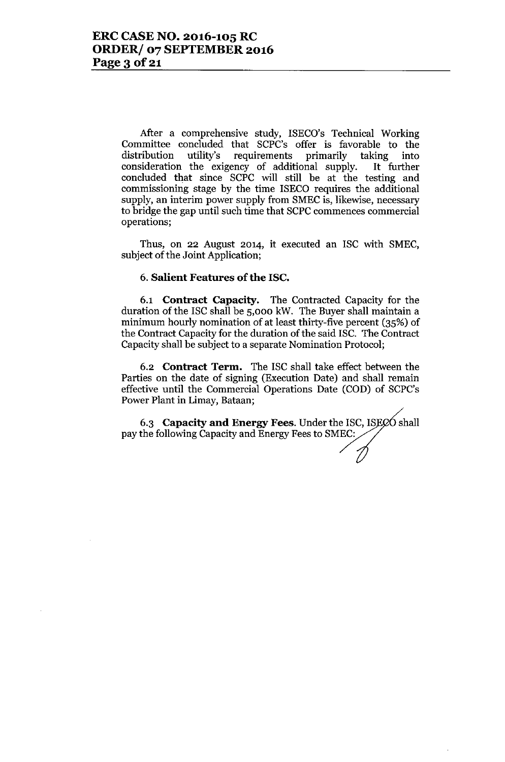After a comprehensive study, ISECO's Technical Working Committee concluded that SCPC's offer is favorable to the distribution utility's requirements primarily taking into consideration the exigency of additional supply. It further concluded that since SCPC will still be at the testing and commissioning stage by the time ISECO requires the additional supply, an interim power supply from SMEC is, likewise, necessary to bridge the gap until such time that SCPC commences commercial operations;

Thus, on 22 August 2014, it executed an ISC with SMEC, subject of the Joint Application;

**6. Salient Features of the ISC.**

6.1 **Contract Capacity.** The Contracted Capacity for the duration of the ISC shall be 5,000 kW. The Buyer shall maintain a minimum hourly nomination of at least thirty-five percent (35%) of the Contract Capacity for the duration of the said ISC. The Contract Capacity shall be subject to a separate Nomination Protocol;

6.2 **Contract Term.** The ISC shall take effect between the Parties on the date of signing (Execution Date) and shall remain effective until the Commercial Operations Date (COD) of SCPC's Power Plant in Limay, Bataan;

6.3 **Capacity and Energy Fees.** Under the ISC, ISECO shall pay the following Capacity and Energy Fees to SMEC: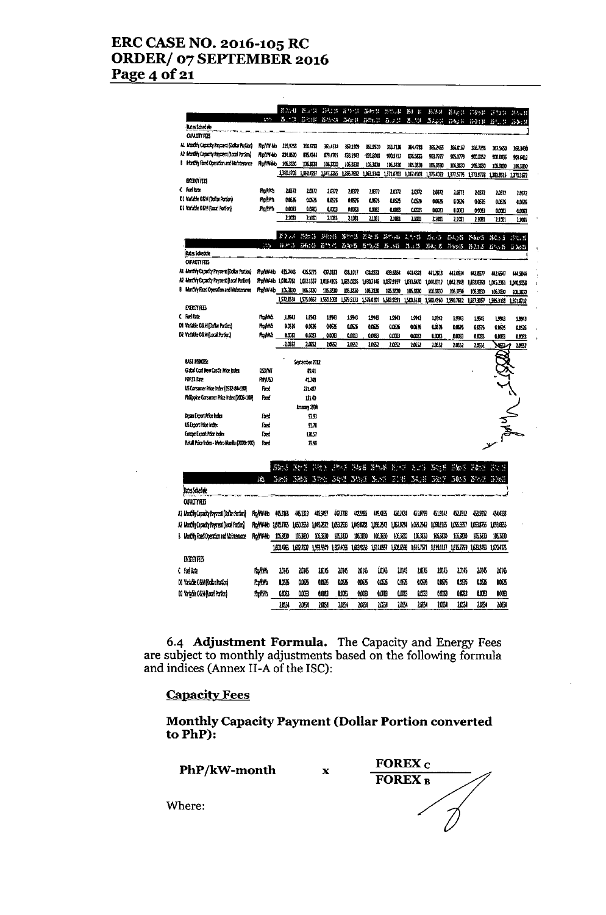| Rates Schedule | | | | | | | | | | | | | |
|---|---|---|---|---|---|---|---|---|---|---|---|---|---|
| **CAPACITY FEES** | | | | | | | | | | | | | |
| A1 Monthly Capacity Payment (Dollar Portion) | PhP/kW-Mo | 359.9258 | 360.8780 | 361.4334 | 362.1909 | 362.9559 | 363.7136 | 364.4788 | 365.2455 | 366.0167 | 366.7896 | 367.5650 | 368.3430 |
| A2 Monthly Capacity Payment (Local Portion) | PhP/kW-Mo | 834.0630 | 895.4344 | 879.4701 | 838.1943 | 893.6008 | 900.3737 | 896.5825 | 903.7727 | 905.1779 | 905.0062 | 908.0036 | 933.6412 |
| B Monthly Fixed Operation and Maintenance | PhP/kW-Mo | 106.3830 | 106.3830 | 106.3830 | 106.3830 | 106.3830 | 106.3830 | 106.3830 | 106.3830 | 106.3830 | 106.3830 | 106.3830 | 106.3830 |
| | | 1,300.3718 | 1,362.6957 | 1,347.2865 | 1,306.7682 | 1,362.9397 | 1,370.4703 | 1,367.4443 | 1,375.4012 | 1,377.5776 | 1,378.1788 | 1,381.9516 | 1,408.3672 |
| **ENERGY FEES** | | | | | | | | | | | | | |
| C Fuel Rate | PhP/kWh | 2.0372 | 2.0372 | 2.0372 | 2.0372 | 2.0372 | 2.0372 | 2.0372 | 2.0372 | 2.0372 | 2.0372 | 2.0372 | 2.0372 |
| D1 Variable O&M (Dollar Portion) | PhP/kWh | 0.0626 | 0.0626 | 0.0626 | 0.0626 | 0.0626 | 0.0626 | 0.0626 | 0.0626 | 0.0626 | 0.0626 | 0.0626 | 0.0626 |
| D2 Variable O&M (Local Portion) | PhP/kWh | 0.0083 | 0.0083 | 0.0083 | 0.0083 | 0.0083 | 0.0083 | 0.0083 | 0.0083 | 0.0083 | 0.0083 | 0.0083 | 0.0083 |
| | | 2.1081 | 2.1081 | 2.1081 | 2.1081 | 2.1081 | 2.1081 | 2.1081 | 2.1081 | 2.1081 | 2.1081 | 2.1081 | 2.1081 |

| Rates Schedule | | | | | | | | | | | | | |
|---|---|---|---|---|---|---|---|---|---|---|---|---|---|
| **CAPACITY FEES** | | | | | | | | | | | | | |
| A1 Monthly Capacity Payment (Dollar Portion) | PhP/kW-Mo | 435.7443 | 436.5275 | 437.3133 | 438.1017 | 438.8932 | 439.6854 | 440.4523 | 441.2818 | 442.0834 | 442.8877 | 443.6547 | 444.5064 |
| A2 Monthly Capacity Payment (Local Portion) | PhP/kW-Mo | 1,030.7261 | 1,033.1557 | 1,016.4305 | 1,035.0025 | 1,030.7446 | 1,037.8157 | 1,033.8450 | 1,040.3312 | 1,042.3548 | 1,030.0350 | 1,035.2961 | 1,040.9558 |
| B Monthly Fixed Operation and Maintenance | PhP/kW-Mo | 106.3830 | 106.3830 | 106.3830 | 106.3830 | 106.3830 | 106.3830 | 106.3830 | 106.3830 | 106.3830 | 106.3830 | 106.3830 | 106.3830 |
| | | 1,572.8534 | 1,575.0662 | 1,560.1268 | 1,579.5113 | 1,576.0201 | 1,583.9391 | 1,580.5130 | 1,588.4960 | 1,590.7612 | 1,587.3057 | 1,585.3138 | 1,591.8732 |
| **ENERGY FEES** | | | | | | | | | | | | | |
| C Fuel Rate | PhP/kWh | 1.9943 | 1.9943 | 1.9943 | 1.9943 | 1.9943 | 1.9943 | 1.9943 | 1.9943 | 1.9943 | 1.9943 | 1.9943 | 1.9943 |
| D1 Variable O&M (Dollar Portion) | PhP/kWh | 0.0626 | 0.0626 | 0.0626 | 0.0626 | 0.0626 | 0.0626 | 0.0626 | 0.0626 | 0.0626 | 0.0626 | 0.0626 | 0.0626 |
| D2 Variable O&M (Local Portion) | PhP/kWh | 0.0083 | 0.0083 | 0.0083 | 0.0083 | 0.0083 | 0.0083 | 0.0083 | 0.0083 | 0.0083 | 0.0083 | 0.0083 | 0.0083 |
| | | 2.0652 | 2.0652 | 2.0652 | 2.0652 | 2.0652 | 2.0652 | 2.0652 | 2.0652 | 2.0652 | 2.0652 | 2.0652 | 2.0652 |

| BASE INDICES: | | |
|---|---|---|
| | | September 2012 |
| Global Coal New Castle Price Index | USD/MT | 89.41 |
| FOREX Rate | PhP/USD | 41.749 |
| US Consumer Price Index (1982-84=100) | Fixed | 231.407 |
| Philippine Consumer Price Index (2006=100) | Fixed | 131.40 |
| | | January 1994 |
| Japan Export Price Index | Fixed | 93.93 |
| US Export Price Index | Fixed | 91.70 |
| Europe Export Price Index | Fixed | 120.57 |
| Retail Price Index - Metro Manila (2000=100) | Fixed | 75.98 |

| Rates Schedule | | | | | | | | | | | | | |
|---|---|---|---|---|---|---|---|---|---|---|---|---|---|
| **CAPACITY FEES** | | | | | | | | | | | | | |
| A1 Monthly Capacity Payment (Dollar Portion) | PhP/kW-Mo | 445.2163 | 446.1319 | 445.9497 | 447.7708 | 448.5985 | 449.4165 | 450.2424 | 451.0799 | 451.9142 | 452.7512 | 453.5910 | 454.4338 |
| A2 Monthly Capacity Payment (Local Portion) | PhP/kW-Mo | 1,069.7765 | 1,050.2553 | 1,040.2632 | 1,053.2533 | 1,049.8099 | 1,056.2642 | 1,051.6294 | 1,056.2942 | 1,050.2165 | 1,055.5557 | 1,061.8756 | 1,059.6655 |
| B Monthly Fixed Operation and Maintenance | PhP/kW-Mo | 106.3830 | 106.3830 | 106.3830 | 106.3830 | 106.3830 | 106.3830 | 106.3830 | 106.3830 | 106.3830 | 106.3830 | 106.3830 | 106.3830 |
| | | 1,620.4765 | 1,602.7702 | 1,593.5949 | 1,607.4456 | 1,603.8653 | 1,611.6057 | 1,606.6598 | 1,615.7571 | 1,610.1137 | 1,615.7769 | 1,621.8740 | 1,620.4323 |
| **ENERGY FEES** | | | | | | | | | | | | | |
| C Fuel Rate | PhP/kWh | 2.0145 | 2.0145 | 2.0145 | 2.0145 | 2.0145 | 2.0145 | 2.0145 | 2.0145 | 2.0145 | 2.0145 | 2.0145 | 2.0145 |
| D1 Variable O&M (Dollar Portion) | PhP/kWh | 0.0626 | 0.0626 | 0.0626 | 0.0626 | 0.0626 | 0.0626 | 0.0626 | 0.0626 | 0.0626 | 0.0626 | 0.0626 | 0.0626 |
| D2 Variable O&M (Local Portion) | PhP/kWh | 0.0083 | 0.0083 | 0.0083 | 0.0083 | 0.0083 | 0.0083 | 0.0083 | 0.0083 | 0.0083 | 0.0083 | 0.0083 | 0.0083 |
| | | 2.0854 | 2.0854 | 2.0854 | 2.0854 | 2.0854 | 2.0854 | 2.0854 | 2.0854 | 2.0854 | 2.0854 | 2.0854 | 2.0854 |

6.4 **Adjustment Formula.** The Capacity and Energy Fees are subject to monthly adjustments based on the following formula and indices (Annex II-A of the ISC):

**Capacity Fees**

**Monthly Capacity Payment (Dollar Portion converted to PhP):**

$$\textbf{PhP/kW-month} \quad \times \quad \frac{\textbf{FOREX}_C}{\textbf{FOREX}_B}$$

Where: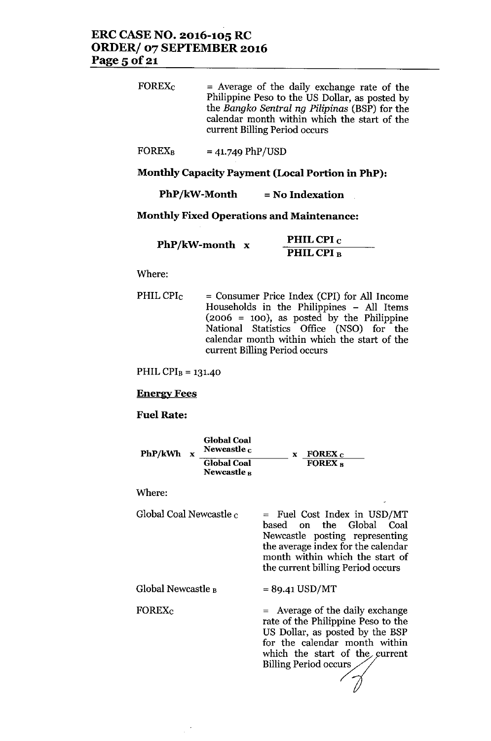$FOREX_C$ = Average of the daily exchange rate of the Philippine Peso to the US Dollar, as posted by the *Bangko Sentral ng Pilipinas* (BSP) for the calendar month within which the start of the current Billing Period occurs

$FOREX_B$ = 41.749 PhP/USD

**Monthly Capacity Payment (Local Portion in PhP):**

**PhP/kW-Month = No Indexation**

**Monthly Fixed Operations and Maintenance:**

$$\textbf{PhP/kW-month} \times \frac{\textbf{PHIL CPI}_C}{\textbf{PHIL CPI}_B}$$

Where:

$PHIL\ CPI_C$ = Consumer Price Index (CPI) for All Income Households in the Philippines – All Items (2006 = 100), as posted by the Philippine National Statistics Office (NSO) for the calendar month within which the start of the current Billing Period occurs

$PHIL\ CPI_B$ = 131.40

**Energy Fees**

**Fuel Rate:**

$$\textbf{PhP/kWh} \times \frac{\textbf{Global Coal Newcastle}_C}{\textbf{Global Coal Newcastle}_B} \times \frac{\textbf{FOREX}_C}{\textbf{FOREX}_B}$$

Where:

$Global\ Coal\ Newcastle_C$ = Fuel Cost Index in USD/MT based on the Global Coal Newcastle posting representing the average index for the calendar month within which the start of the current billing Period occurs

$Global\ Newcastle_B$ = 89.41 USD/MT

$FOREX_C$ = Average of the daily exchange rate of the Philippine Peso to the US Dollar, as posted by the BSP for the calendar month within which the start of the current Billing Period occurs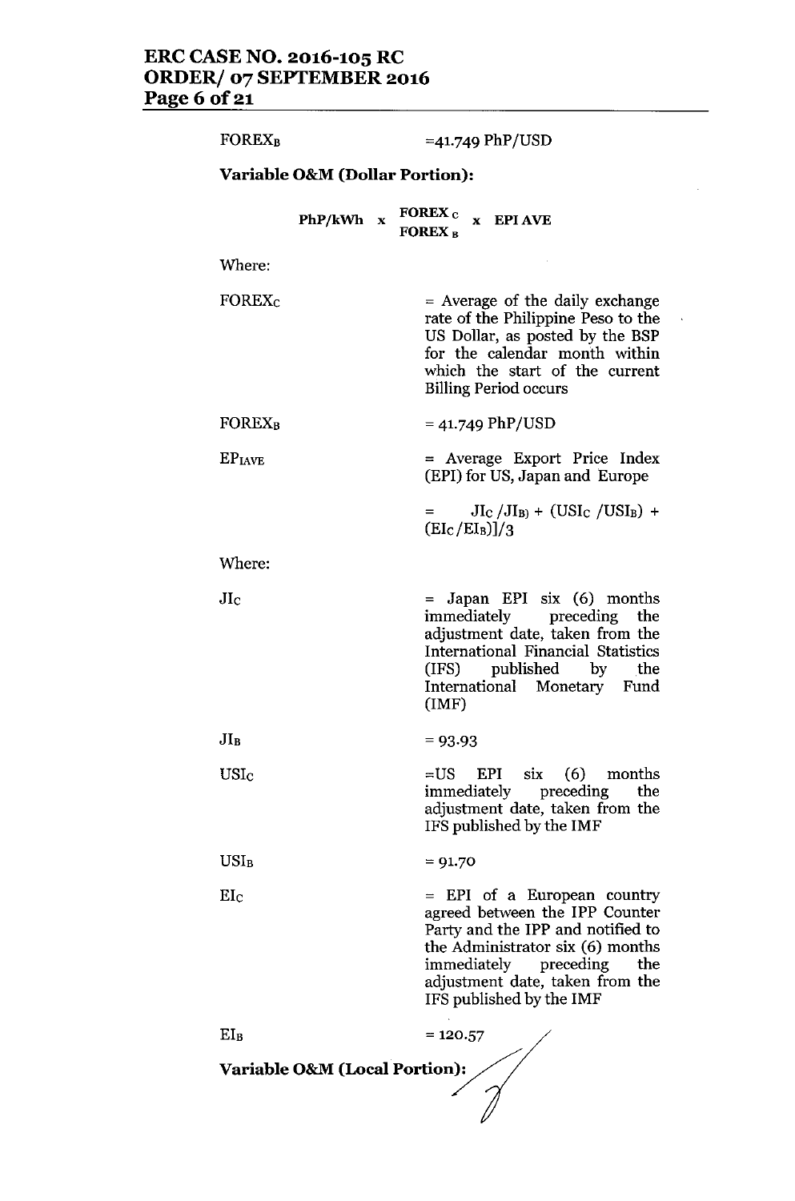$FOREX_B$ =41.749 PhP/USD

**Variable O&M (Dollar Portion):**

$$\text{PhP/kWh} \times \frac{\text{FOREX}_C}{\text{FOREX}_B} \times \text{EPI AVE}$$

Where:

| | |
|---|---|
| $FOREX_C$ | = Average of the daily exchange rate of the Philippine Peso to the US Dollar, as posted by the BSP for the calendar month within which the start of the current Billing Period occurs |
| $FOREX_B$ | = 41.749 PhP/USD |
| $EP_{IAVE}$ | = Average Export Price Index (EPI) for US, Japan and Europe |
| | $= JI_C / JI_{B)} + (USI_C / USI_B) + (EI_C / EI_B)]/3$ |

Where:

| | |
|---|---|
| $JI_C$ | = Japan EPI six (6) months immediately preceding the adjustment date, taken from the International Financial Statistics (IFS) published by the International Monetary Fund (IMF) |
| $JI_B$ | = 93.93 |
| $USI_C$ | =US EPI six (6) months immediately preceding the adjustment date, taken from the IFS published by the IMF |
| $USI_B$ | = 91.70 |
| $EI_C$ | = EPI of a European country agreed between the IPP Counter Party and the IPP and notified to the Administrator six (6) months immediately preceding the adjustment date, taken from the IFS published by the IMF |
| $EI_B$ | = 120.57 |

**Variable O&M (Local Portion):**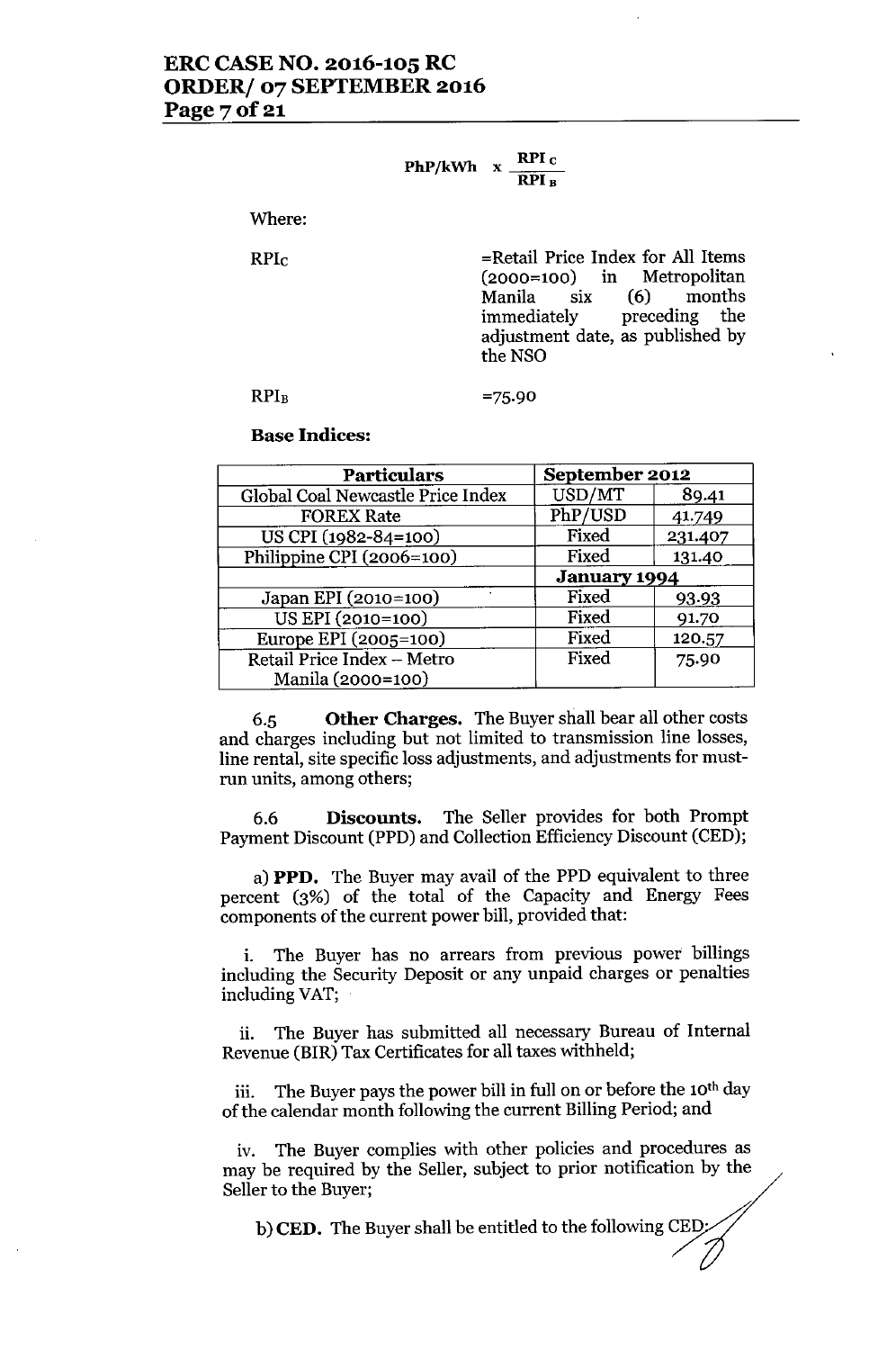$$\text{PhP/kWh} \times \frac{RPI_C}{RPI_B}$$

Where:

$RPI_C$ =Retail Price Index for All Items (2000=100) in Metropolitan Manila six (6) months immediately preceding the adjustment date, as published by the NSO

$RPI_B$ =75.90

**Base Indices:**

| Particulars | September 2012 | |
|---|---|---|
| Global Coal Newcastle Price Index | USD/MT | 89.41 |
| FOREX Rate | PhP/USD | 41.749 |
| US CPI (1982-84=100) | Fixed | 231.407 |
| Philippine CPI (2006=100) | Fixed | 131.40 |
| | **January 1994** | |
| Japan EPI (2010=100) | Fixed | 93.93 |
| US EPI (2010=100) | Fixed | 91.70 |
| Europe EPI (2005=100) | Fixed | 120.57 |
| Retail Price Index – Metro Manila (2000=100) | Fixed | 75.90 |

6.5 **Other Charges.** The Buyer shall bear all other costs and charges including but not limited to transmission line losses, line rental, site specific loss adjustments, and adjustments for must-run units, among others;

6.6 **Discounts.** The Seller provides for both Prompt Payment Discount (PPD) and Collection Efficiency Discount (CED);

a) **PPD.** The Buyer may avail of the PPD equivalent to three percent (3%) of the total of the Capacity and Energy Fees components of the current power bill, provided that:

i. The Buyer has no arrears from previous power billings including the Security Deposit or any unpaid charges or penalties including VAT;

ii. The Buyer has submitted all necessary Bureau of Internal Revenue (BIR) Tax Certificates for all taxes withheld;

iii. The Buyer pays the power bill in full on or before the 10th day of the calendar month following the current Billing Period; and

iv. The Buyer complies with other policies and procedures as may be required by the Seller, subject to prior notification by the Seller to the Buyer;

b) **CED.** The Buyer shall be entitled to the following CED: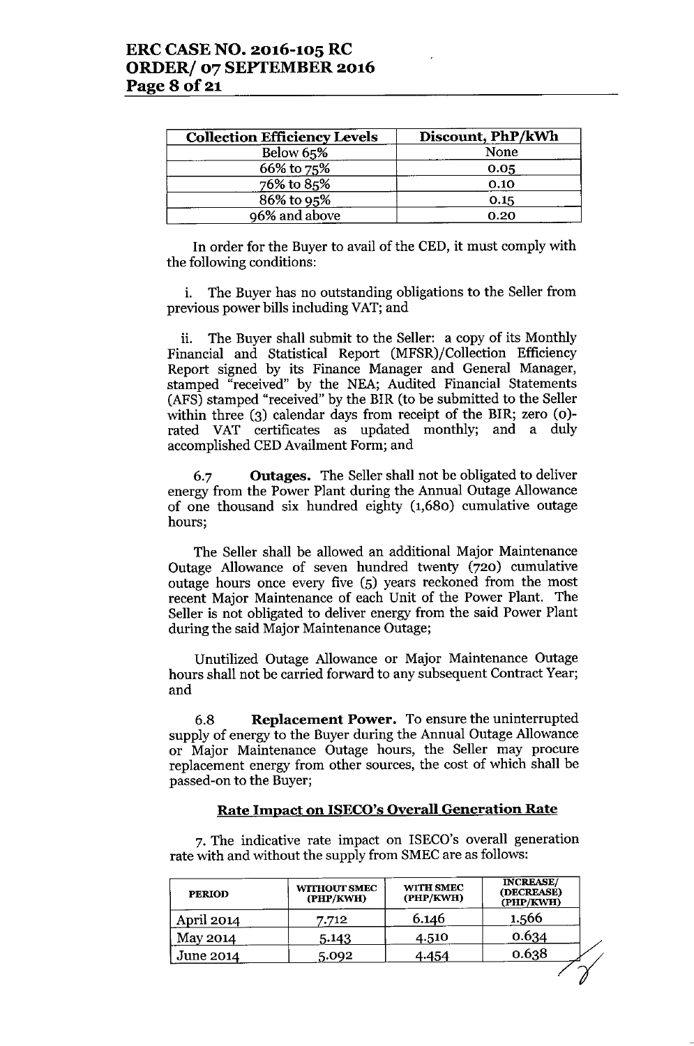| Collection Efficiency Levels | Discount, PhP/kWh |
|---|---|
| Below 65% | None |
| 66% to 75% | 0.05 |
| 76% to 85% | 0.10 |
| 86% to 95% | 0.15 |
| 96% and above | 0.20 |

In order for the Buyer to avail of the CED, it must comply with the following conditions:

i. The Buyer has no outstanding obligations to the Seller from previous power bills including VAT; and

ii. The Buyer shall submit to the Seller: a copy of its Monthly Financial and Statistical Report (MFSR)/Collection Efficiency Report signed by its Finance Manager and General Manager, stamped "received" by the NEA; Audited Financial Statements (AFS) stamped "received" by the BIR (to be submitted to the Seller within three (3) calendar days from receipt of the BIR; zero (0)-rated VAT certificates as updated monthly; and a duly accomplished CED Availment Form; and

6.7 **Outages.** The Seller shall not be obligated to deliver energy from the Power Plant during the Annual Outage Allowance of one thousand six hundred eighty (1,680) cumulative outage hours;

The Seller shall be allowed an additional Major Maintenance Outage Allowance of seven hundred twenty (720) cumulative outage hours once every five (5) years reckoned from the most recent Major Maintenance of each Unit of the Power Plant. The Seller is not obligated to deliver energy from the said Power Plant during the said Major Maintenance Outage;

Unutilized Outage Allowance or Major Maintenance Outage hours shall not be carried forward to any subsequent Contract Year; and

6.8 **Replacement Power.** To ensure the uninterrupted supply of energy to the Buyer during the Annual Outage Allowance or Major Maintenance Outage hours, the Seller may procure replacement energy from other sources, the cost of which shall be passed-on to the Buyer;

## Rate Impact on ISECO's Overall Generation Rate

7. The indicative rate impact on ISECO's overall generation rate with and without the supply from SMEC are as follows:

| PERIOD | WITHOUT SMEC (PHP/KWH) | WITH SMEC (PHP/KWH) | INCREASE/ (DECREASE) (PHP/KWH) |
|---|---|---|---|
| April 2014 | 7.712 | 6.146 | 1.566 |
| May 2014 | 5.143 | 4.510 | 0.634 |
| June 2014 | 5.092 | 4.454 | 0.638 |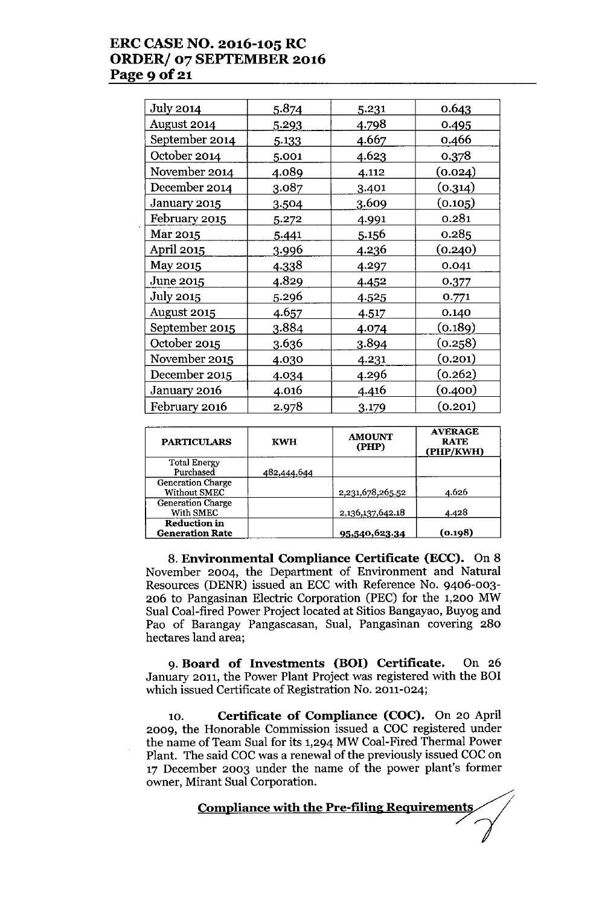| | | | |
|---|---|---|---|
| July 2014 | 5.874 | 5.231 | 0.643 |
| August 2014 | 5.293 | 4.798 | 0.495 |
| September 2014 | 5.133 | 4.667 | 0.466 |
| October 2014 | 5.001 | 4.623 | 0.378 |
| November 2014 | 4.089 | 4.112 | (0.024) |
| December 2014 | 3.087 | 3.401 | (0.314) |
| January 2015 | 3.504 | 3.609 | (0.105) |
| February 2015 | 5.272 | 4.991 | 0.281 |
| Mar 2015 | 5.441 | 5.156 | 0.285 |
| April 2015 | 3.996 | 4.236 | (0.240) |
| May 2015 | 4.338 | 4.297 | 0.041 |
| June 2015 | 4.829 | 4.452 | 0.377 |
| July 2015 | 5.296 | 4.525 | 0.771 |
| August 2015 | 4.657 | 4.517 | 0.140 |
| September 2015 | 3.884 | 4.074 | (0.189) |
| October 2015 | 3.636 | 3.894 | (0.258) |
| November 2015 | 4.030 | 4.231 | (0.201) |
| December 2015 | 4.034 | 4.296 | (0.262) |
| January 2016 | 4.016 | 4.416 | (0.400) |
| February 2016 | 2.978 | 3.179 | (0.201) |

| PARTICULARS | KWH | AMOUNT (PHP) | AVERAGE RATE (PHP/KWH) |
|---|---|---|---|
| Total Energy Purchased | 482,444,644 | | |
| Generation Charge Without SMEC | | 2,231,678,265.52 | 4.626 |
| Generation Charge With SMEC | | 2,136,137,642.18 | 4.428 |
| **Reduction in Generation Rate** | | 95,540,623.34 | **(0.198)** |

8. **Environmental Compliance Certificate (ECC).** On 8 November 2004, the Department of Environment and Natural Resources (DENR) issued an ECC with Reference No. 9406-003-206 to Pangasinan Electric Corporation (PEC) for the 1,200 MW Sual Coal-fired Power Project located at Sitios Bangayao, Buyog and Pao of Barangay Pangascasan, Sual, Pangasinan covering 280 hectares land area;

9. **Board of Investments (BOI) Certificate.** On 26 January 2011, the Power Plant Project was registered with the BOI which issued Certificate of Registration No. 2011-024;

10. **Certificate of Compliance (COC).** On 20 April 2009, the Honorable Commission issued a COC registered under the name of Team Sual for its 1,294 MW Coal-Fired Thermal Power Plant. The said COC was a renewal of the previously issued COC on 17 December 2003 under the name of the power plant's former owner, Mirant Sual Corporation.

**Compliance with the Pre-filing Requirements**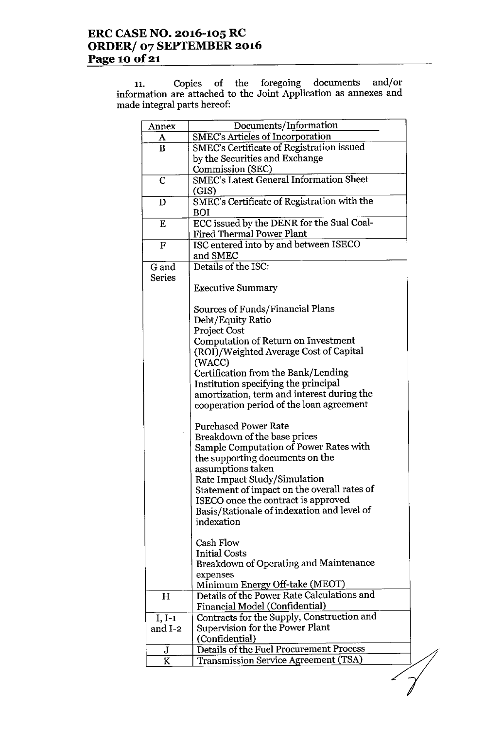11. Copies of the foregoing documents and/or information are attached to the Joint Application as annexes and made integral parts hereof:

| Annex | Documents/Information |
|---|---|
| A | SMEC's Articles of Incorporation |
| B | SMEC's Certificate of Registration issued by the Securities and Exchange Commission (SEC) |
| C | SMEC's Latest General Information Sheet (GIS) |
| D | SMEC's Certificate of Registration with the BOI |
| E | ECC issued by the DENR for the Sual Coal-Fired Thermal Power Plant |
| F | ISC entered into by and between ISECO and SMEC |
| G and Series | Details of the ISC:<br><br>Executive Summary<br><br>Sources of Funds/Financial Plans<br>Debt/Equity Ratio<br>Project Cost<br>Computation of Return on Investment (ROI)/Weighted Average Cost of Capital (WACC)<br>Certification from the Bank/Lending Institution specifying the principal amortization, term and interest during the cooperation period of the loan agreement<br><br>Purchased Power Rate<br>Breakdown of the base prices<br>Sample Computation of Power Rates with the supporting documents on the assumptions taken<br>Rate Impact Study/Simulation<br>Statement of impact on the overall rates of ISECO once the contract is approved<br>Basis/Rationale of indexation and level of indexation<br><br>Cash Flow<br>Initial Costs<br>Breakdown of Operating and Maintenance expenses<br>Minimum Energy Off-take (MEOT) |
| H | Details of the Power Rate Calculations and Financial Model (Confidential) |
| I, I-1 and I-2 | Contracts for the Supply, Construction and Supervision for the Power Plant (Confidential) |
| J | Details of the Fuel Procurement Process |
| K | Transmission Service Agreement (TSA) |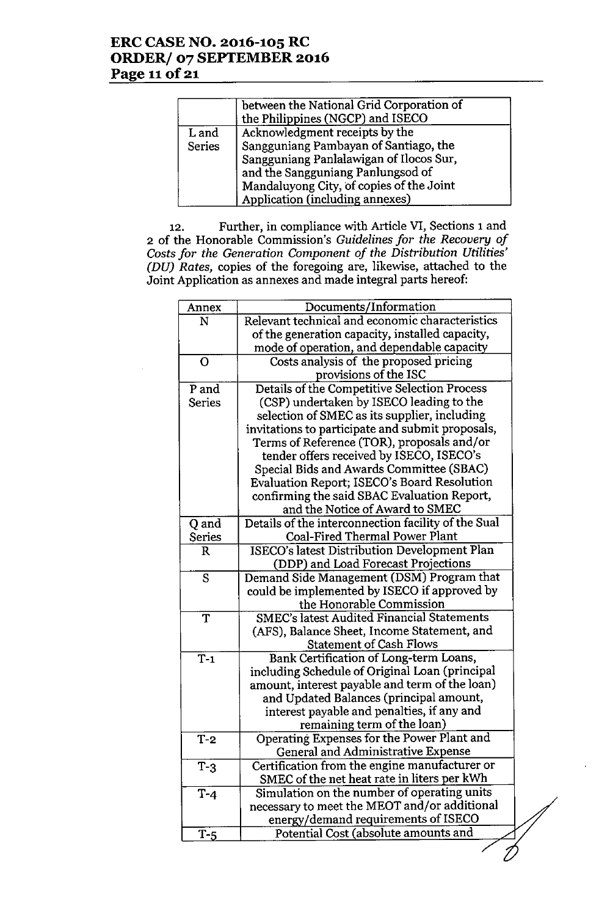|  |  |
|---|---|
|  | between the National Grid Corporation of the Philippines (NGCP) and ISECO |
| L and Series | Acknowledgment receipts by the Sangguniang Pambayan of Santiago, the Sangguniang Panlalawigan of Ilocos Sur, and the Sangguniang Panlungsod of Mandaluyong City, of copies of the Joint Application (including annexes) |

12. Further, in compliance with Article VI, Sections 1 and 2 of the Honorable Commission's *Guidelines for the Recovery of Costs for the Generation Component of the Distribution Utilities' (DU) Rates*, copies of the foregoing are, likewise, attached to the Joint Application as annexes and made integral parts hereof:

| Annex | Documents/Information |
|---|---|
| N | Relevant technical and economic characteristics of the generation capacity, installed capacity, mode of operation, and dependable capacity |
| O | Costs analysis of the proposed pricing provisions of the ISC |
| P and Series | Details of the Competitive Selection Process (CSP) undertaken by ISECO leading to the selection of SMEC as its supplier, including invitations to participate and submit proposals, Terms of Reference (TOR), proposals and/or tender offers received by ISECO, ISECO's Special Bids and Awards Committee (SBAC) Evaluation Report; ISECO's Board Resolution confirming the said SBAC Evaluation Report, and the Notice of Award to SMEC |
| Q and Series | Details of the interconnection facility of the Sual Coal-Fired Thermal Power Plant |
| R | ISECO's latest Distribution Development Plan (DDP) and Load Forecast Projections |
| S | Demand Side Management (DSM) Program that could be implemented by ISECO if approved by the Honorable Commission |
| T | SMEC's latest Audited Financial Statements (AFS), Balance Sheet, Income Statement, and Statement of Cash Flows |
| T-1 | Bank Certification of Long-term Loans, including Schedule of Original Loan (principal amount, interest payable and term of the loan) and Updated Balances (principal amount, interest payable and penalties, if any and remaining term of the loan) |
| T-2 | Operating Expenses for the Power Plant and General and Administrative Expense |
| T-3 | Certification from the engine manufacturer or SMEC of the net heat rate in liters per kWh |
| T-4 | Simulation on the number of operating units necessary to meet the MEOT and/or additional energy/demand requirements of ISECO |
| T-5 | Potential Cost (absolute amounts and |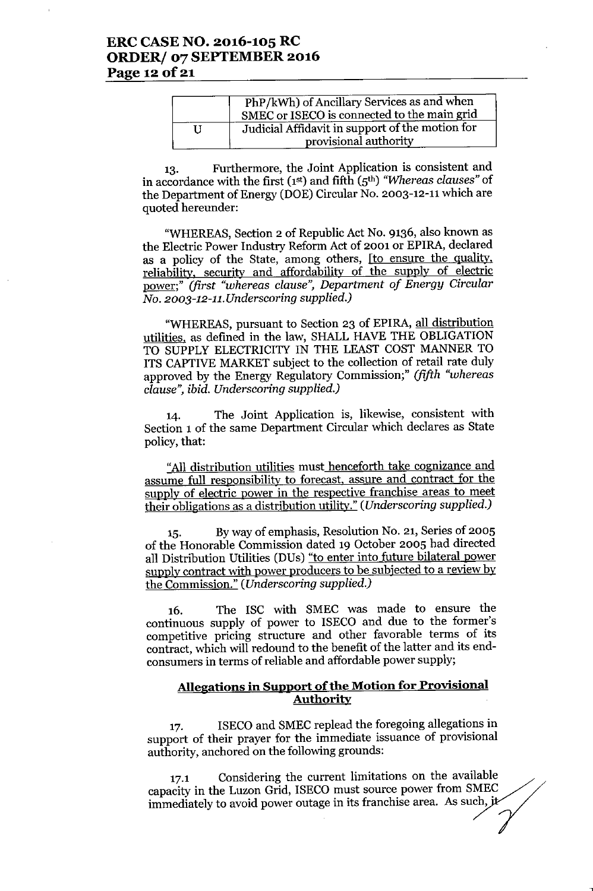|  | PhP/kWh) of Ancillary Services as and when SMEC or ISECO is connected to the main grid |
| --- | --- |
| U | Judicial Affidavit in support of the motion for provisional authority |

13. Furthermore, the Joint Application is consistent and in accordance with the first (1st) and fifth (5th) *"Whereas clauses"* of the Department of Energy (DOE) Circular No. 2003-12-11 which are quoted hereunder:

"WHEREAS, Section 2 of Republic Act No. 9136, also known as the Electric Power Industry Reform Act of 2001 or EPIRA, declared as a policy of the State, among others, [to ensure the quality, reliability, security and affordability of the supply of electric power;" *(first "whereas clause", Department of Energy Circular No. 2003-12-11.Underscoring supplied.)*

"WHEREAS, pursuant to Section 23 of EPIRA, all distribution utilities, as defined in the law, SHALL HAVE THE OBLIGATION TO SUPPLY ELECTRICITY IN THE LEAST COST MANNER TO ITS CAPTIVE MARKET subject to the collection of retail rate duly approved by the Energy Regulatory Commission;" *(fifth "whereas clause", ibid. Underscoring supplied.)*

14. The Joint Application is, likewise, consistent with Section 1 of the same Department Circular which declares as State policy, that:

"All distribution utilities must henceforth take cognizance and assume full responsibility to forecast, assure and contract for the supply of electric power in the respective franchise areas to meet their obligations as a distribution utility." *(Underscoring supplied.)*

15. By way of emphasis, Resolution No. 21, Series of 2005 of the Honorable Commission dated 19 October 2005 had directed all Distribution Utilities (DUs) "to enter into future bilateral power supply contract with power producers to be subjected to a review by the Commission." *(Underscoring supplied.)*

16. The ISC with SMEC was made to ensure the continuous supply of power to ISECO and due to the former's competitive pricing structure and other favorable terms of its contract, which will redound to the benefit of the latter and its end-consumers in terms of reliable and affordable power supply;

## Allegations in Support of the Motion for Provisional Authority

17. ISECO and SMEC replead the foregoing allegations in support of their prayer for the immediate issuance of provisional authority, anchored on the following grounds:

17.1 Considering the current limitations on the available capacity in the Luzon Grid, ISECO must source power from SMEC immediately to avoid power outage in its franchise area. As such, it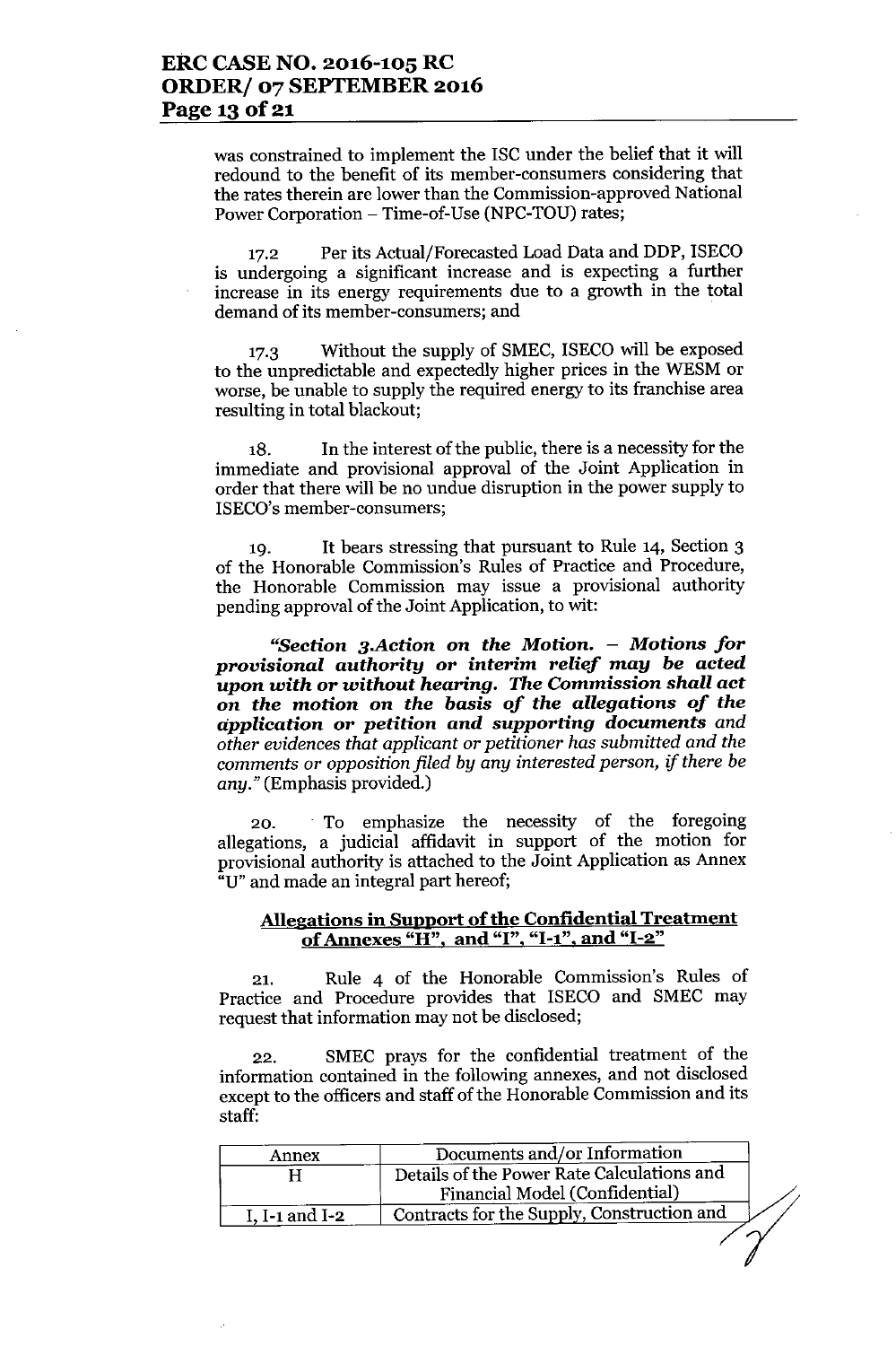was constrained to implement the ISC under the belief that it will redound to the benefit of its member-consumers considering that the rates therein are lower than the Commission-approved National Power Corporation – Time-of-Use (NPC-TOU) rates;

17.2 Per its Actual/Forecasted Load Data and DDP, ISECO is undergoing a significant increase and is expecting a further increase in its energy requirements due to a growth in the total demand of its member-consumers; and

17.3 Without the supply of SMEC, ISECO will be exposed to the unpredictable and expectedly higher prices in the WESM or worse, be unable to supply the required energy to its franchise area resulting in total blackout;

18. In the interest of the public, there is a necessity for the immediate and provisional approval of the Joint Application in order that there will be no undue disruption in the power supply to ISECO's member-consumers;

19. It bears stressing that pursuant to Rule 14, Section 3 of the Honorable Commission's Rules of Practice and Procedure, the Honorable Commission may issue a provisional authority pending approval of the Joint Application, to wit:

> *"**Section 3.Action on the Motion. – Motions for provisional authority or interim relief may be acted upon with or without hearing. The Commission shall act on the motion on the basis of the allegations of the application or petition and supporting documents** and other evidences that applicant or petitioner has submitted and the comments or opposition filed by any interested person, if there be any."* (Emphasis provided.)

20. To emphasize the necessity of the foregoing allegations, a judicial affidavit in support of the motion for provisional authority is attached to the Joint Application as Annex "U" and made an integral part hereof;

**<u>Allegations in Support of the Confidential Treatment of Annexes "H", and "I", "I-1", and "I-2"</u>**

21. Rule 4 of the Honorable Commission's Rules of Practice and Procedure provides that ISECO and SMEC may request that information may not be disclosed;

22. SMEC prays for the confidential treatment of the information contained in the following annexes, and not disclosed except to the officers and staff of the Honorable Commission and its staff:

| Annex | Documents and/or Information |
|---|---|
| H | Details of the Power Rate Calculations and Financial Model (Confidential) |
| I, I-1 and I-2 | Contracts for the Supply, Construction and |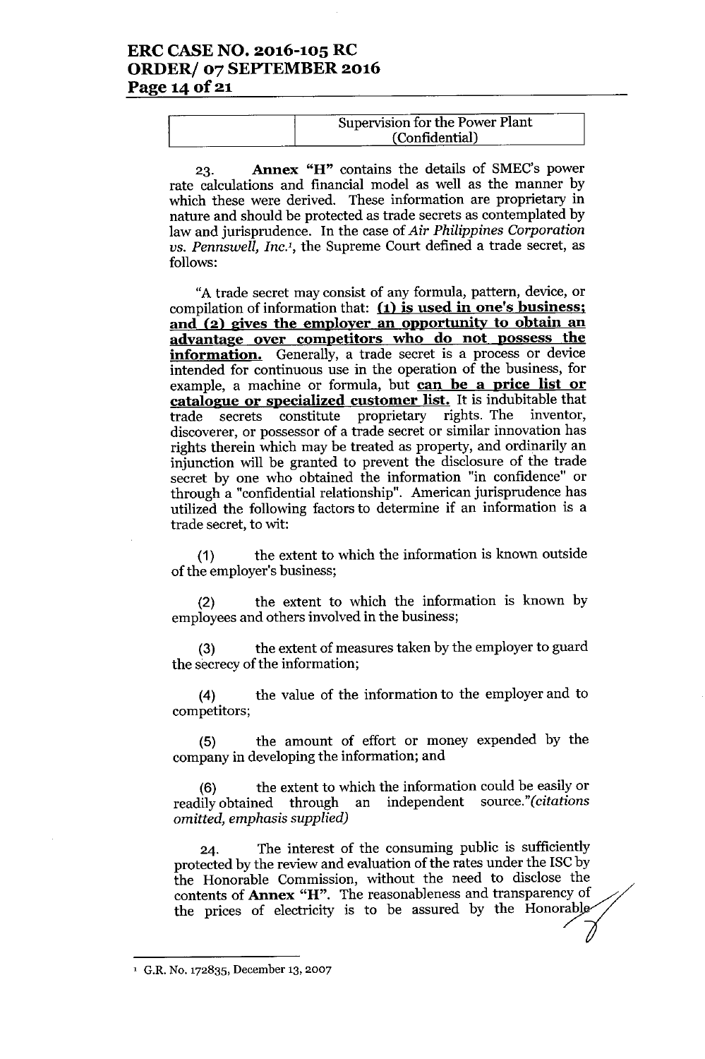| | Supervision for the Power Plant (Confidential) |
|---|---|

23. **Annex "H"** contains the details of SMEC's power rate calculations and financial model as well as the manner by which these were derived. These information are proprietary in nature and should be protected as trade secrets as contemplated by law and jurisprudence. In the case of *Air Philippines Corporation vs. Pennswell, Inc.*[1], the Supreme Court defined a trade secret, as follows:

"A trade secret may consist of any formula, pattern, device, or compilation of information that: **(1) is used in one's business; and (2) gives the employer an opportunity to obtain an advantage over competitors who do not possess the information.** Generally, a trade secret is a process or device intended for continuous use in the operation of the business, for example, a machine or formula, but **can be a price list or catalogue or specialized customer list.** It is indubitable that trade secrets constitute proprietary rights. The inventor, discoverer, or possessor of a trade secret or similar innovation has rights therein which may be treated as property, and ordinarily an injunction will be granted to prevent the disclosure of the trade secret by one who obtained the information "in confidence" or through a "confidential relationship". American jurisprudence has utilized the following factors to determine if an information is a trade secret, to wit:

(1) the extent to which the information is known outside of the employer's business;

(2) the extent to which the information is known by employees and others involved in the business;

(3) the extent of measures taken by the employer to guard the secrecy of the information;

(4) the value of the information to the employer and to competitors;

(5) the amount of effort or money expended by the company in developing the information; and

(6) the extent to which the information could be easily or readily obtained through an independent source."*(citations omitted, emphasis supplied)*

24. The interest of the consuming public is sufficiently protected by the review and evaluation of the rates under the ISC by the Honorable Commission, without the need to disclose the contents of **Annex "H"**. The reasonableness and transparency of the prices of electricity is to be assured by the Honorable

[1] G.R. No. 172835, December 13, 2007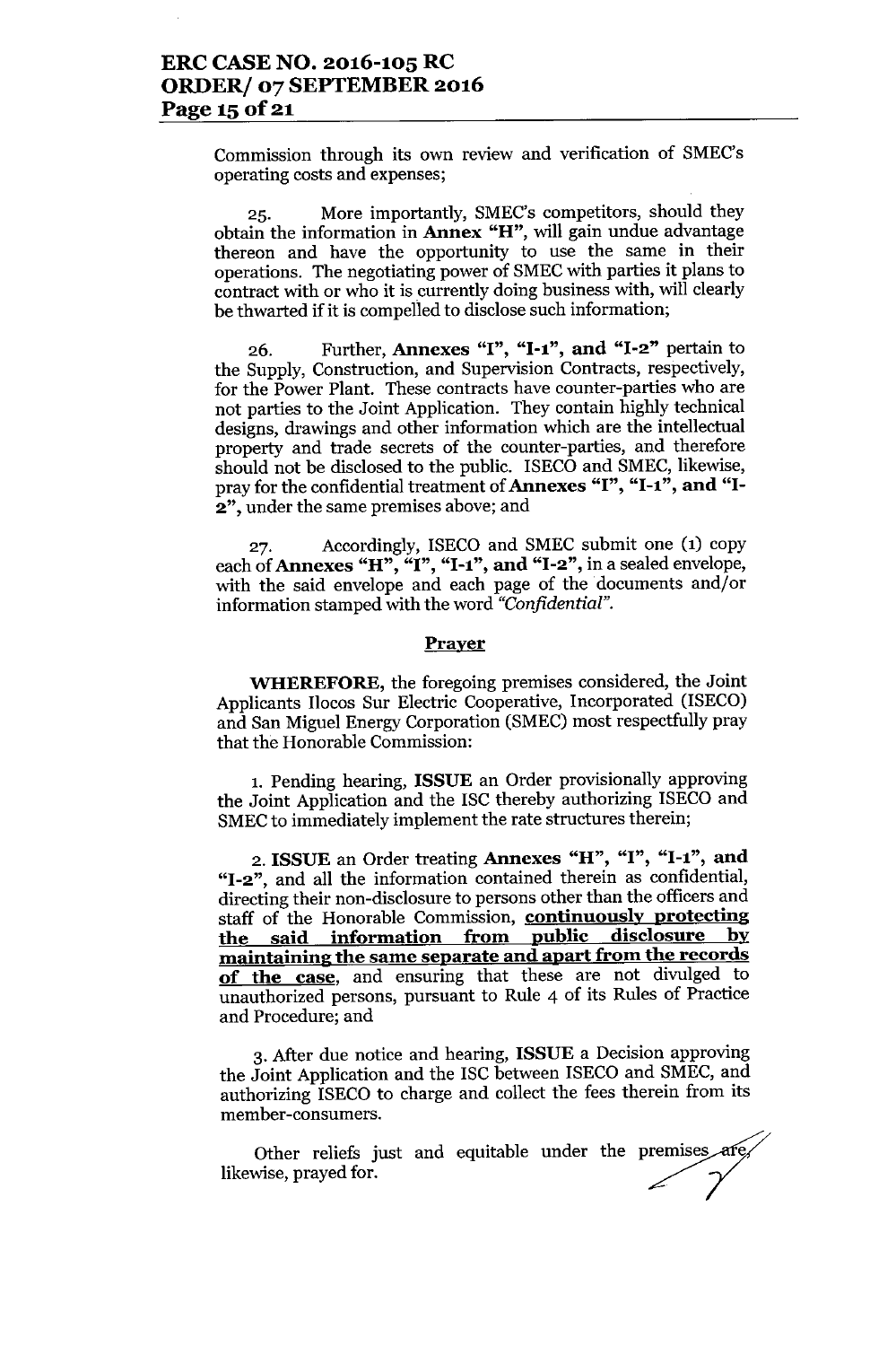Commission through its own review and verification of SMEC's operating costs and expenses;

25. More importantly, SMEC's competitors, should they obtain the information in **Annex "H"**, will gain undue advantage thereon and have the opportunity to use the same in their operations. The negotiating power of SMEC with parties it plans to contract with or who it is currently doing business with, will clearly be thwarted if it is compelled to disclose such information;

26. Further, **Annexes "I", "I-1", and "I-2"** pertain to the Supply, Construction, and Supervision Contracts, respectively, for the Power Plant. These contracts have counter-parties who are not parties to the Joint Application. They contain highly technical designs, drawings and other information which are the intellectual property and trade secrets of the counter-parties, and therefore should not be disclosed to the public. ISECO and SMEC, likewise, pray for the confidential treatment of **Annexes "I", "I-1", and "I-2"**, under the same premises above; and

27. Accordingly, ISECO and SMEC submit one (1) copy each of **Annexes "H", "I", "I-1", and "I-2"**, in a sealed envelope, with the said envelope and each page of the documents and/or information stamped with the word *"Confidential"*.

## Prayer

**WHEREFORE**, the foregoing premises considered, the Joint Applicants Ilocos Sur Electric Cooperative, Incorporated (ISECO) and San Miguel Energy Corporation (SMEC) most respectfully pray that the Honorable Commission:

1. Pending hearing, **ISSUE** an Order provisionally approving the Joint Application and the ISC thereby authorizing ISECO and SMEC to immediately implement the rate structures therein;

2. **ISSUE** an Order treating **Annexes "H", "I", "I-1", and "I-2"**, and all the information contained therein as confidential, directing their non-disclosure to persons other than the officers and staff of the Honorable Commission, **continuously protecting the said information from public disclosure by maintaining the same separate and apart from the records of the case**, and ensuring that these are not divulged to unauthorized persons, pursuant to Rule 4 of its Rules of Practice and Procedure; and

3. After due notice and hearing, **ISSUE** a Decision approving the Joint Application and the ISC between ISECO and SMEC, and authorizing ISECO to charge and collect the fees therein from its member-consumers.

Other reliefs just and equitable under the premises are, likewise, prayed for.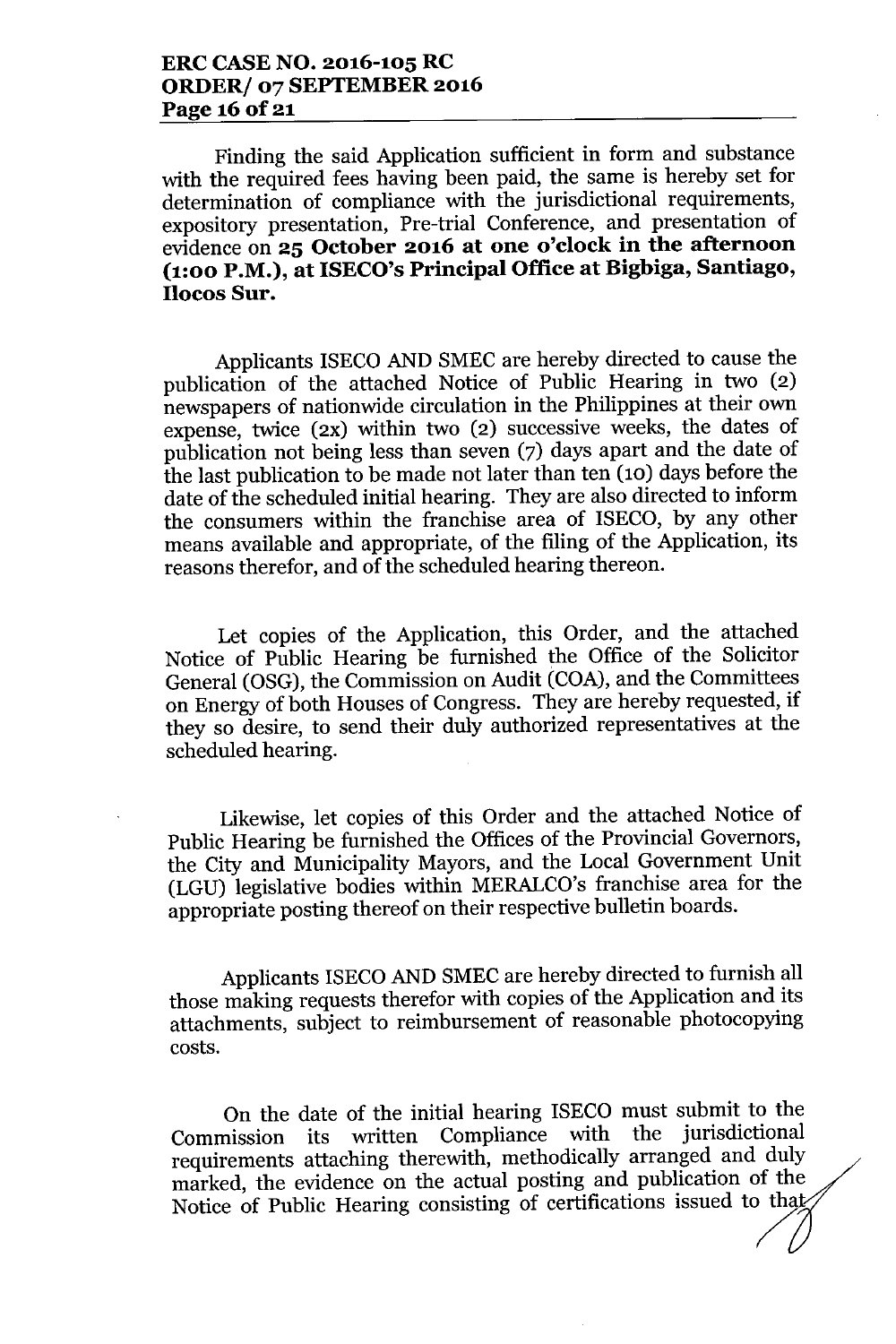Finding the said Application sufficient in form and substance with the required fees having been paid, the same is hereby set for determination of compliance with the jurisdictional requirements, expository presentation, Pre-trial Conference, and presentation of evidence on **25 October 2016 at one o'clock in the afternoon (1:00 P.M.), at ISECO's Principal Office at Bigbiga, Santiago, Ilocos Sur.**

Applicants ISECO AND SMEC are hereby directed to cause the publication of the attached Notice of Public Hearing in two (2) newspapers of nationwide circulation in the Philippines at their own expense, twice (2x) within two (2) successive weeks, the dates of publication not being less than seven (7) days apart and the date of the last publication to be made not later than ten (10) days before the date of the scheduled initial hearing. They are also directed to inform the consumers within the franchise area of ISECO, by any other means available and appropriate, of the filing of the Application, its reasons therefor, and of the scheduled hearing thereon.

Let copies of the Application, this Order, and the attached Notice of Public Hearing be furnished the Office of the Solicitor General (OSG), the Commission on Audit (COA), and the Committees on Energy of both Houses of Congress. They are hereby requested, if they so desire, to send their duly authorized representatives at the scheduled hearing.

Likewise, let copies of this Order and the attached Notice of Public Hearing be furnished the Offices of the Provincial Governors, the City and Municipality Mayors, and the Local Government Unit (LGU) legislative bodies within MERALCO's franchise area for the appropriate posting thereof on their respective bulletin boards.

Applicants ISECO AND SMEC are hereby directed to furnish all those making requests therefor with copies of the Application and its attachments, subject to reimbursement of reasonable photocopying costs.

On the date of the initial hearing ISECO must submit to the Commission its written Compliance with the jurisdictional requirements attaching therewith, methodically arranged and duly marked, the evidence on the actual posting and publication of the Notice of Public Hearing consisting of certifications issued to that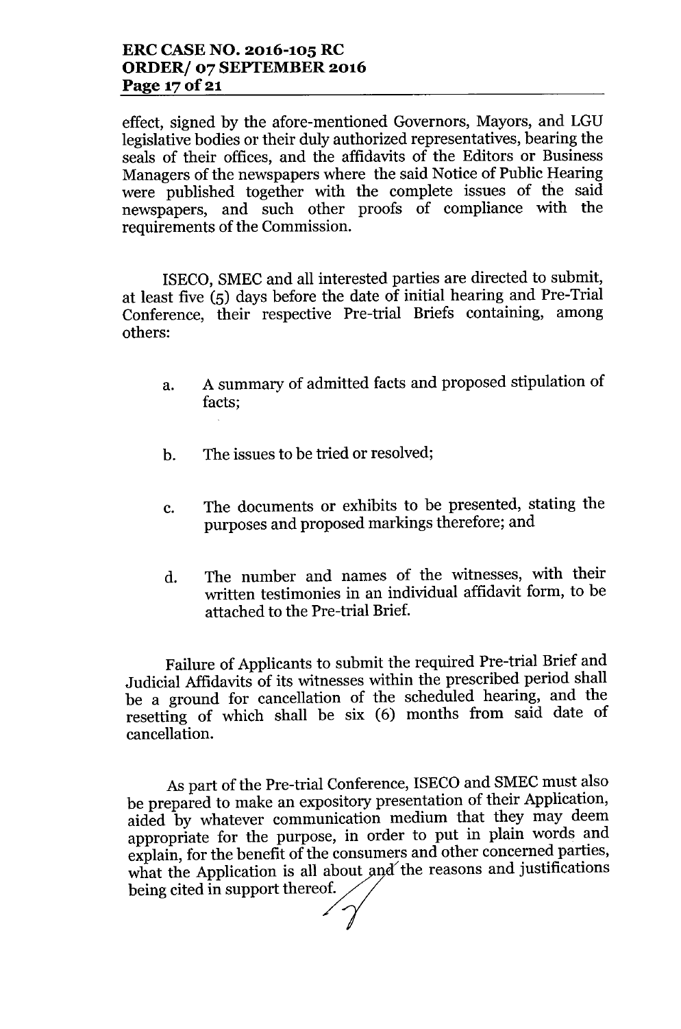effect, signed by the afore-mentioned Governors, Mayors, and LGU legislative bodies or their duly authorized representatives, bearing the seals of their offices, and the affidavits of the Editors or Business Managers of the newspapers where the said Notice of Public Hearing were published together with the complete issues of the said newspapers, and such other proofs of compliance with the requirements of the Commission.

ISECO, SMEC and all interested parties are directed to submit, at least five (5) days before the date of initial hearing and Pre-Trial Conference, their respective Pre-trial Briefs containing, among others:

a. A summary of admitted facts and proposed stipulation of facts;

b. The issues to be tried or resolved;

c. The documents or exhibits to be presented, stating the purposes and proposed markings therefore; and

d. The number and names of the witnesses, with their written testimonies in an individual affidavit form, to be attached to the Pre-trial Brief.

Failure of Applicants to submit the required Pre-trial Brief and Judicial Affidavits of its witnesses within the prescribed period shall be a ground for cancellation of the scheduled hearing, and the resetting of which shall be six (6) months from said date of cancellation.

As part of the Pre-trial Conference, ISECO and SMEC must also be prepared to make an expository presentation of their Application, aided by whatever communication medium that they may deem appropriate for the purpose, in order to put in plain words and explain, for the benefit of the consumers and other concerned parties, what the Application is all about and the reasons and justifications being cited in support thereof.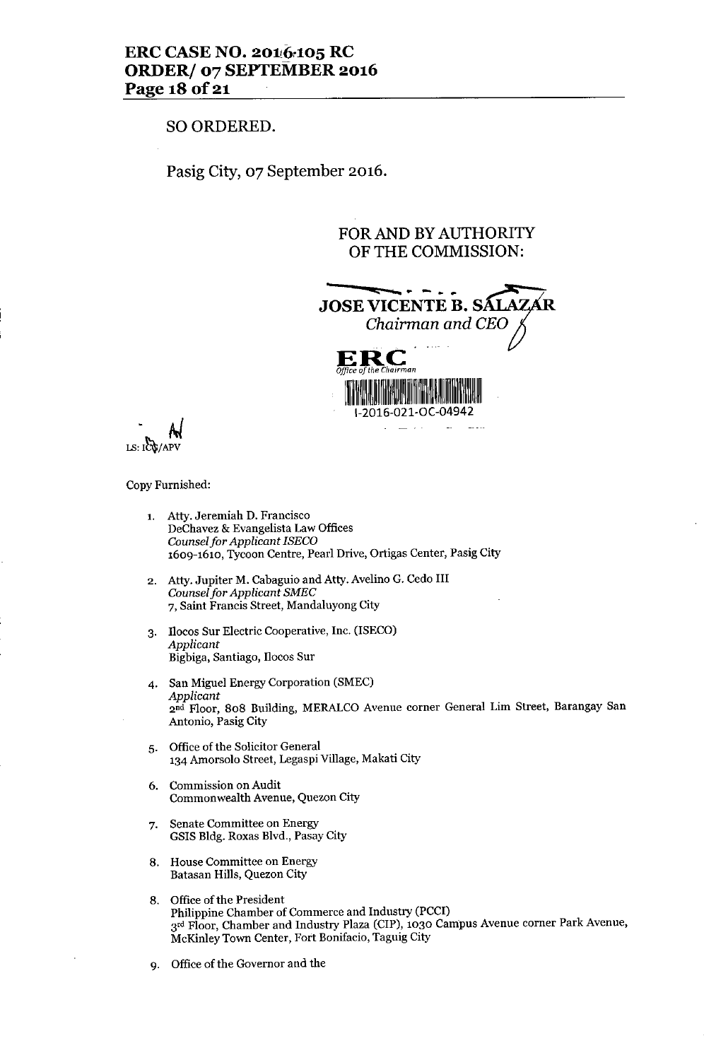SO ORDERED.

Pasig City, 07 September 2016.

FOR AND BY AUTHORITY
OF THE COMMISSION:

**JOSE VICENTE B. SALAZAR**
*Chairman and CEO*

ERC
*Office of the Chairman*

I-2016-021-OC-04942

LS: ICG/APV

Copy Furnished:

1. Atty. Jeremiah D. Francisco
   DeChavez & Evangelista Law Offices
   *Counsel for Applicant ISECO*
   1609-1610, Tycoon Centre, Pearl Drive, Ortigas Center, Pasig City

2. Atty. Jupiter M. Cabaguio and Atty. Avelino G. Cedo III
   *Counsel for Applicant SMEC*
   7, Saint Francis Street, Mandaluyong City

3. Ilocos Sur Electric Cooperative, Inc. (ISECO)
   *Applicant*
   Bigbiga, Santiago, Ilocos Sur

4. San Miguel Energy Corporation (SMEC)
   *Applicant*
   2nd Floor, 808 Building, MERALCO Avenue corner General Lim Street, Barangay San Antonio, Pasig City

5. Office of the Solicitor General
   134 Amorsolo Street, Legaspi Village, Makati City

6. Commission on Audit
   Commonwealth Avenue, Quezon City

7. Senate Committee on Energy
   GSIS Bldg. Roxas Blvd., Pasay City

8. House Committee on Energy
   Batasan Hills, Quezon City

8. Office of the President
   Philippine Chamber of Commerce and Industry (PCCI)
   3rd Floor, Chamber and Industry Plaza (CIP), 1030 Campus Avenue corner Park Avenue, McKinley Town Center, Fort Bonifacio, Taguig City

9. Office of the Governor and the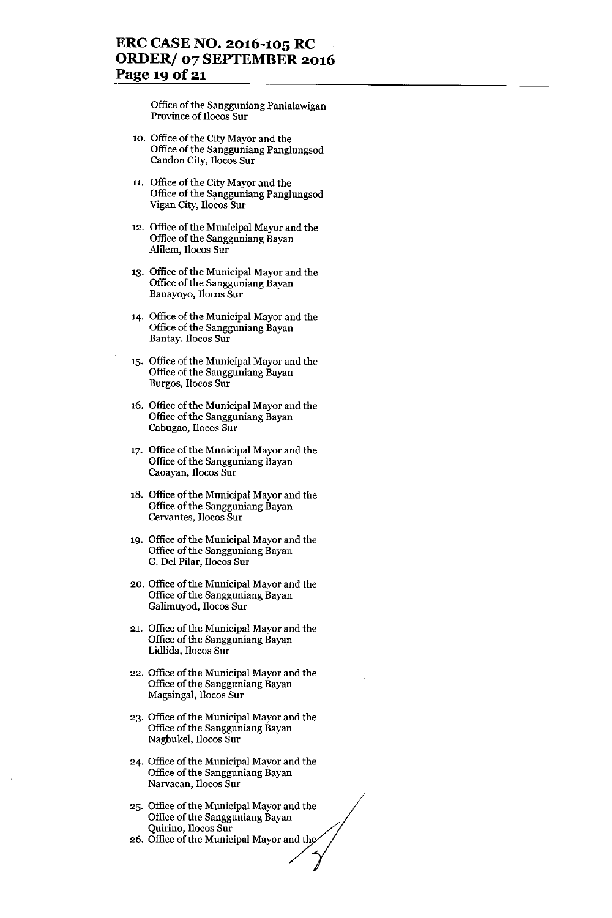Office of the Sangguniang Panlalawigan
Province of Ilocos Sur

10. Office of the City Mayor and the
    Office of the Sangguniang Panglungsod
    Candon City, Ilocos Sur

11. Office of the City Mayor and the
    Office of the Sangguniang Panglungsod
    Vigan City, Ilocos Sur

12. Office of the Municipal Mayor and the
    Office of the Sangguniang Bayan
    Alilem, Ilocos Sur

13. Office of the Municipal Mayor and the
    Office of the Sangguniang Bayan
    Banayoyo, Ilocos Sur

14. Office of the Municipal Mayor and the
    Office of the Sangguniang Bayan
    Bantay, Ilocos Sur

15. Office of the Municipal Mayor and the
    Office of the Sangguniang Bayan
    Burgos, Ilocos Sur

16. Office of the Municipal Mayor and the
    Office of the Sangguniang Bayan
    Cabugao, Ilocos Sur

17. Office of the Municipal Mayor and the
    Office of the Sangguniang Bayan
    Caoayan, Ilocos Sur

18. Office of the Municipal Mayor and the
    Office of the Sangguniang Bayan
    Cervantes, Ilocos Sur

19. Office of the Municipal Mayor and the
    Office of the Sangguniang Bayan
    G. Del Pilar, Ilocos Sur

20. Office of the Municipal Mayor and the
    Office of the Sangguniang Bayan
    Galimuyod, Ilocos Sur

21. Office of the Municipal Mayor and the
    Office of the Sangguniang Bayan
    Lidlida, Ilocos Sur

22. Office of the Municipal Mayor and the
    Office of the Sangguniang Bayan
    Magsingal, Ilocos Sur

23. Office of the Municipal Mayor and the
    Office of the Sangguniang Bayan
    Nagbukel, Ilocos Sur

24. Office of the Municipal Mayor and the
    Office of the Sangguniang Bayan
    Narvacan, Ilocos Sur

25. Office of the Municipal Mayor and the
    Office of the Sangguniang Bayan
    Quirino, Ilocos Sur

26. Office of the Municipal Mayor and the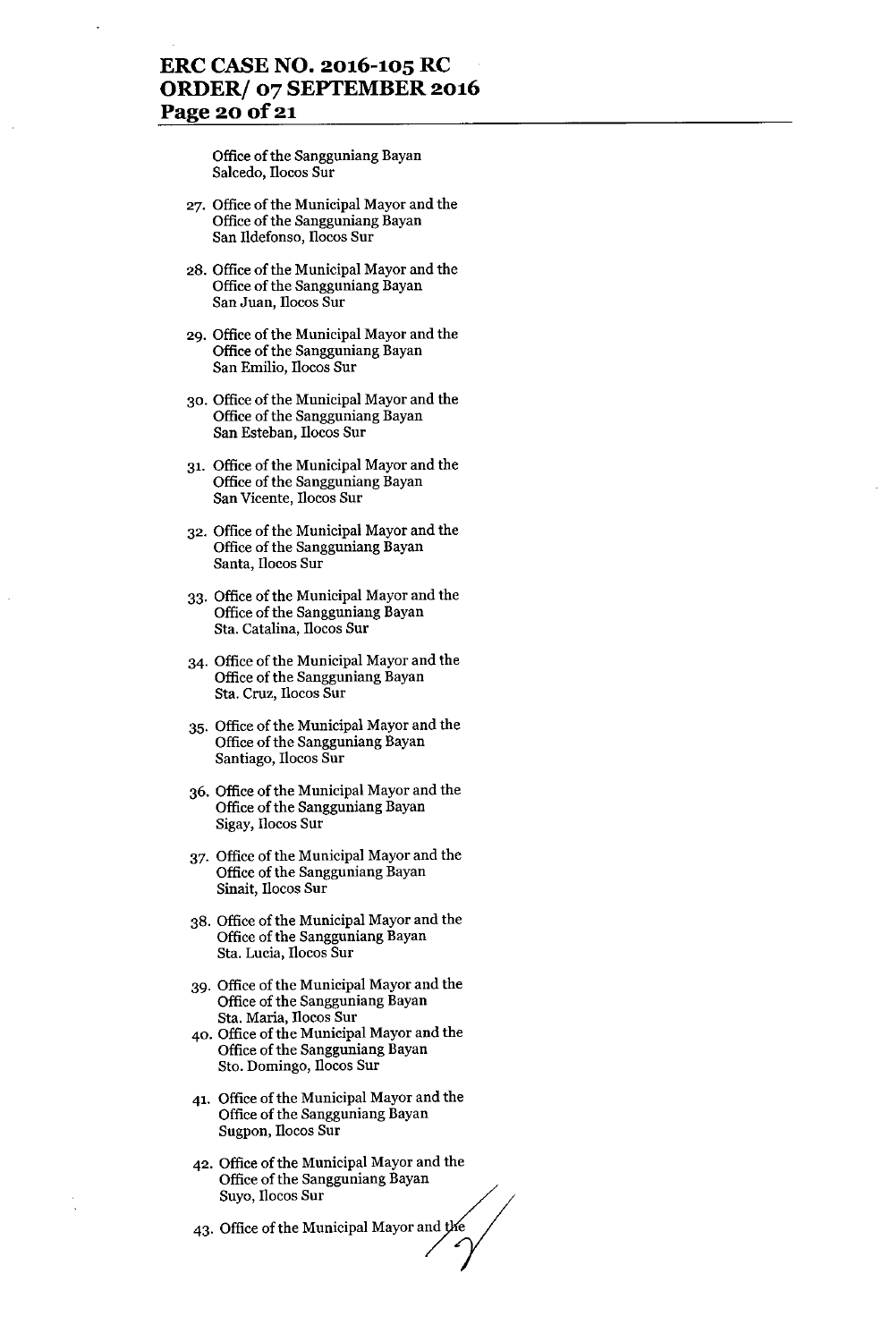Office of the Sangguniang Bayan
Salcedo, Ilocos Sur

27. Office of the Municipal Mayor and the Office of the Sangguniang Bayan San Ildefonso, Ilocos Sur

28. Office of the Municipal Mayor and the Office of the Sangguniang Bayan San Juan, Ilocos Sur

29. Office of the Municipal Mayor and the Office of the Sangguniang Bayan San Emilio, Ilocos Sur

30. Office of the Municipal Mayor and the Office of the Sangguniang Bayan San Esteban, Ilocos Sur

31. Office of the Municipal Mayor and the Office of the Sangguniang Bayan San Vicente, Ilocos Sur

32. Office of the Municipal Mayor and the Office of the Sangguniang Bayan Santa, Ilocos Sur

33. Office of the Municipal Mayor and the Office of the Sangguniang Bayan Sta. Catalina, Ilocos Sur

34. Office of the Municipal Mayor and the Office of the Sangguniang Bayan Sta. Cruz, Ilocos Sur

35. Office of the Municipal Mayor and the Office of the Sangguniang Bayan Santiago, Ilocos Sur

36. Office of the Municipal Mayor and the Office of the Sangguniang Bayan Sigay, Ilocos Sur

37. Office of the Municipal Mayor and the Office of the Sangguniang Bayan Sinait, Ilocos Sur

38. Office of the Municipal Mayor and the Office of the Sangguniang Bayan Sta. Lucia, Ilocos Sur

39. Office of the Municipal Mayor and the Office of the Sangguniang Bayan Sta. Maria, Ilocos Sur

40. Office of the Municipal Mayor and the Office of the Sangguniang Bayan Sto. Domingo, Ilocos Sur

41. Office of the Municipal Mayor and the Office of the Sangguniang Bayan Sugpon, Ilocos Sur

42. Office of the Municipal Mayor and the Office of the Sangguniang Bayan Suyo, Ilocos Sur

43. Office of the Municipal Mayor and the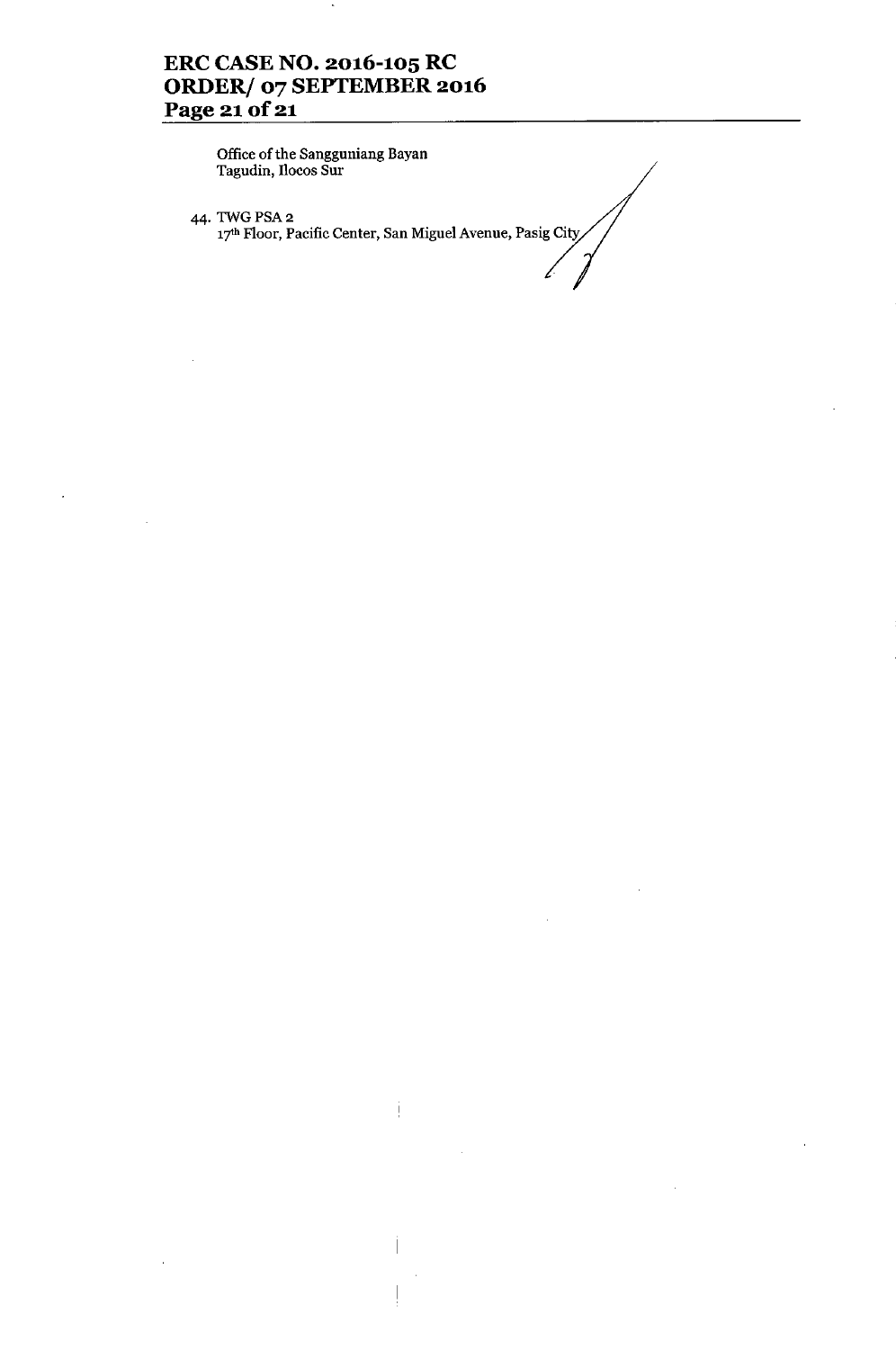Office of the Sangguniang Bayan
Tagudin, Ilocos Sur

44. TWG PSA 2
17th Floor, Pacific Center, San Miguel Avenue, Pasig City